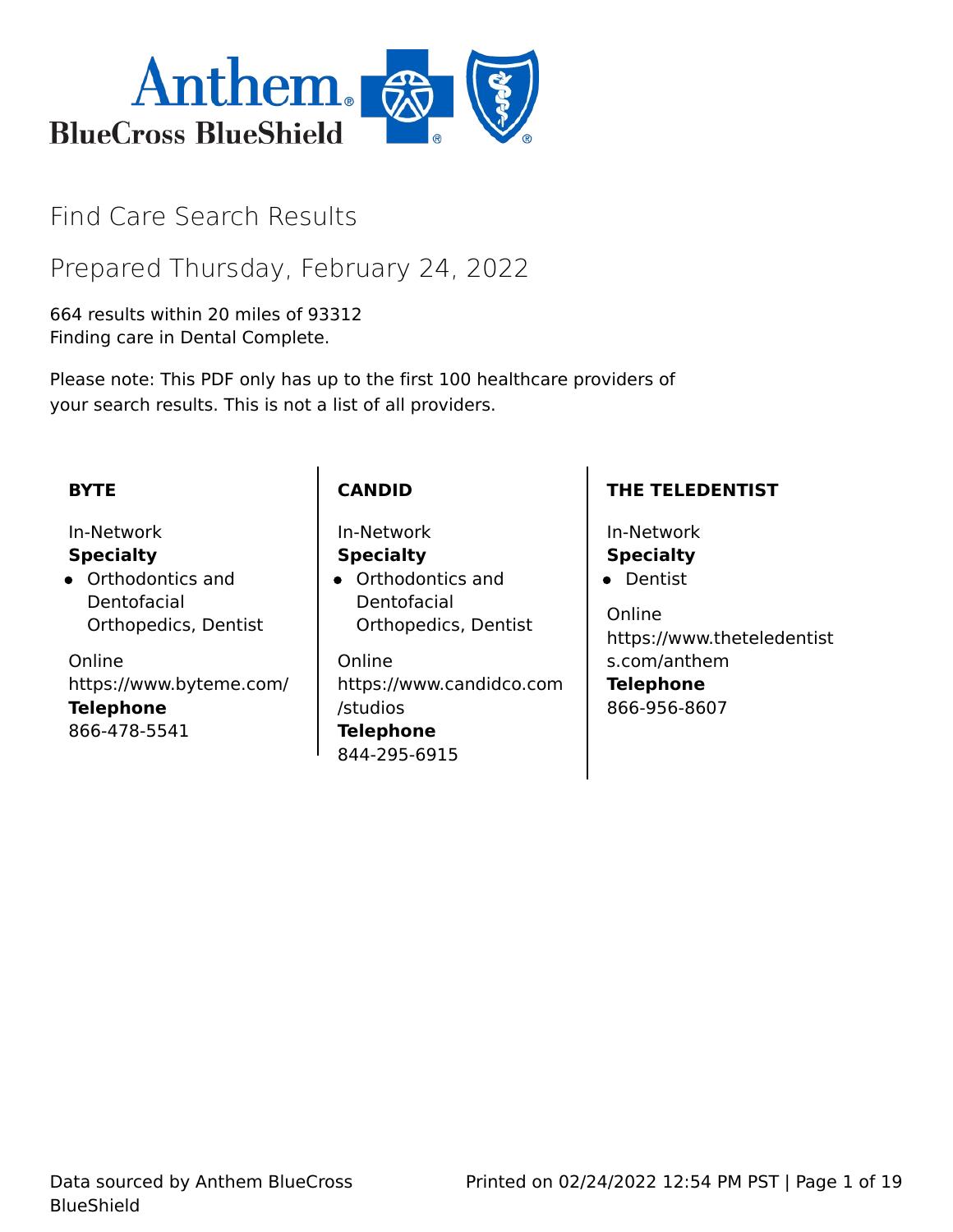# Find Care Search Results

## Prepared Thursday, February 24, 2022

664 results within 20 miles of 93312
Finding care in Dental Complete.

Please note: This PDF only has up to the first 100 healthcare providers of your search results. This is not a list of all providers.

**BYTE**

In-Network
**Specialty**
- Orthodontics and Dentofacial Orthopedics, Dentist

Online
https://www.byteme.com/
**Telephone**
866-478-5541

**CANDID**

In-Network
**Specialty**
- Orthodontics and Dentofacial Orthopedics, Dentist

Online
https://www.candidco.com/studios
**Telephone**
844-295-6915

**THE TELEDENTIST**

In-Network
**Specialty**
- Dentist

Online
https://www.theteledentists.com/anthem
**Telephone**
866-956-8607

Data sourced by Anthem BlueCross BlueShield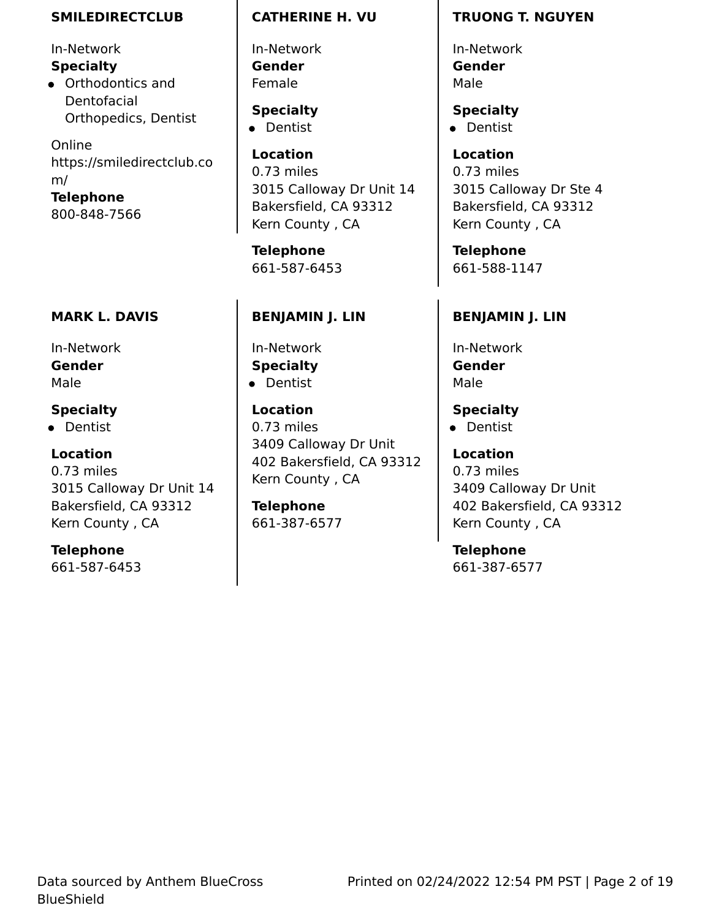**SMILEDIRECTCLUB**

In-Network

**Specialty**

- Orthodontics and Dentofacial Orthopedics, Dentist

Online
https://smiledirectclub.com/

**Telephone**
800-848-7566

**CATHERINE H. VU**

In-Network

**Gender**
Female

**Specialty**

- Dentist

**Location**
0.73 miles
3015 Calloway Dr Unit 14
Bakersfield, CA 93312
Kern County , CA

**Telephone**
661-587-6453

**TRUONG T. NGUYEN**

In-Network

**Gender**
Male

**Specialty**

- Dentist

**Location**
0.73 miles
3015 Calloway Dr Ste 4
Bakersfield, CA 93312
Kern County , CA

**Telephone**
661-588-1147

**MARK L. DAVIS**

In-Network

**Gender**
Male

**Specialty**

- Dentist

**Location**
0.73 miles
3015 Calloway Dr Unit 14
Bakersfield, CA 93312
Kern County , CA

**Telephone**
661-587-6453

**BENJAMIN J. LIN**

In-Network

**Specialty**

- Dentist

**Location**
0.73 miles
3409 Calloway Dr Unit 402 Bakersfield, CA 93312
Kern County , CA

**Telephone**
661-387-6577

**BENJAMIN J. LIN**

In-Network

**Gender**
Male

**Specialty**

- Dentist

**Location**
0.73 miles
3409 Calloway Dr Unit 402 Bakersfield, CA 93312
Kern County , CA

**Telephone**
661-387-6577

Data sourced by Anthem BlueCross BlueShield

Printed on 02/24/2022 12:54 PM PST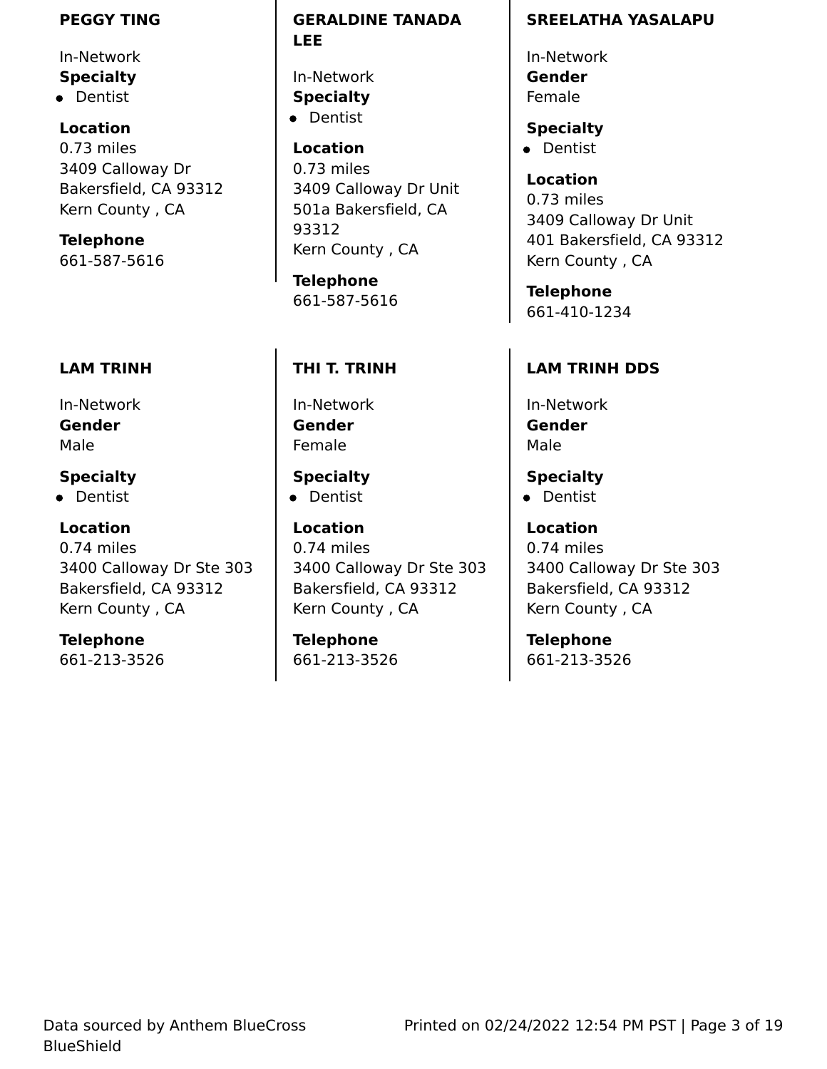**PEGGY TING**

In-Network

**Specialty**

- Dentist

**Location**

0.73 miles
3409 Calloway Dr
Bakersfield, CA 93312
Kern County , CA

**Telephone**

661-587-5616

**GERALDINE TANADA LEE**

In-Network

**Specialty**

- Dentist

**Location**

0.73 miles
3409 Calloway Dr Unit 501a Bakersfield, CA 93312
Kern County , CA

**Telephone**

661-587-5616

**SREELATHA YASALAPU**

In-Network

**Gender**

Female

**Specialty**

- Dentist

**Location**

0.73 miles
3409 Calloway Dr Unit 401 Bakersfield, CA 93312
Kern County , CA

**Telephone**

661-410-1234

**LAM TRINH**

In-Network

**Gender**

Male

**Specialty**

- Dentist

**Location**

0.74 miles
3400 Calloway Dr Ste 303
Bakersfield, CA 93312
Kern County , CA

**Telephone**

661-213-3526

**THI T. TRINH**

In-Network

**Gender**

Female

**Specialty**

- Dentist

**Location**

0.74 miles
3400 Calloway Dr Ste 303
Bakersfield, CA 93312
Kern County , CA

**Telephone**

661-213-3526

**LAM TRINH DDS**

In-Network

**Gender**

Male

**Specialty**

- Dentist

**Location**

0.74 miles
3400 Calloway Dr Ste 303
Bakersfield, CA 93312
Kern County , CA

**Telephone**

661-213-3526

Data sourced by Anthem BlueCross BlueShield

Printed on 02/24/2022 12:54 PM PST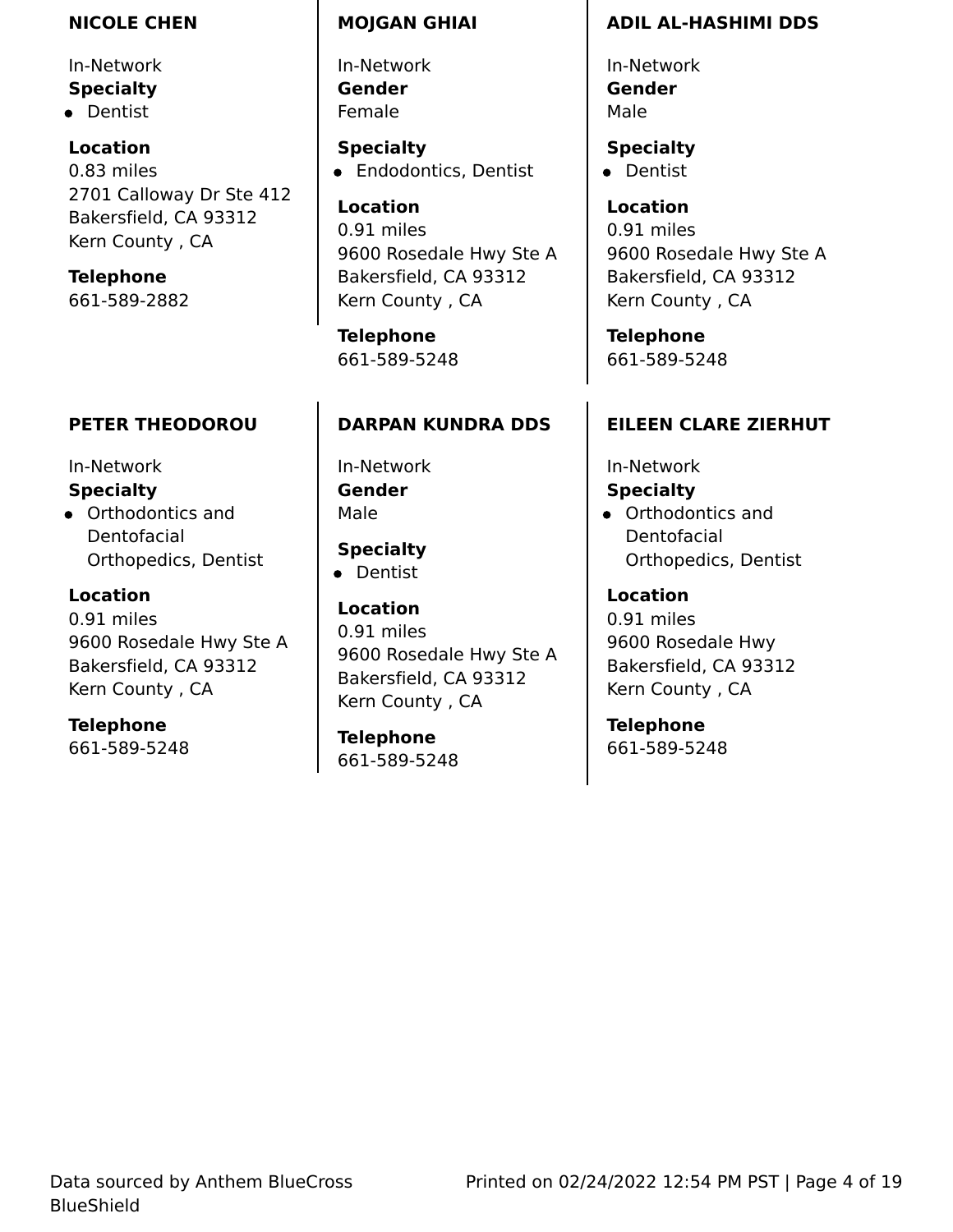### NICOLE CHEN

In-Network

**Specialty**

- Dentist

**Location**

0.83 miles
2701 Calloway Dr Ste 412
Bakersfield, CA 93312
Kern County , CA

**Telephone**

661-589-2882

### MOJGAN GHIAI

In-Network

**Gender**

Female

**Specialty**

- Endodontics, Dentist

**Location**

0.91 miles
9600 Rosedale Hwy Ste A
Bakersfield, CA 93312
Kern County , CA

**Telephone**

661-589-5248

### ADIL AL-HASHIMI DDS

In-Network

**Gender**

Male

**Specialty**

- Dentist

**Location**

0.91 miles
9600 Rosedale Hwy Ste A
Bakersfield, CA 93312
Kern County , CA

**Telephone**

661-589-5248

### PETER THEODOROU

In-Network

**Specialty**

- Orthodontics and Dentofacial Orthopedics, Dentist

**Location**

0.91 miles
9600 Rosedale Hwy Ste A
Bakersfield, CA 93312
Kern County , CA

**Telephone**

661-589-5248

### DARPAN KUNDRA DDS

In-Network

**Gender**

Male

**Specialty**

- Dentist

**Location**

0.91 miles
9600 Rosedale Hwy Ste A
Bakersfield, CA 93312
Kern County , CA

**Telephone**

661-589-5248

### EILEEN CLARE ZIERHUT

In-Network

**Specialty**

- Orthodontics and Dentofacial Orthopedics, Dentist

**Location**

0.91 miles
9600 Rosedale Hwy
Bakersfield, CA 93312
Kern County , CA

**Telephone**

661-589-5248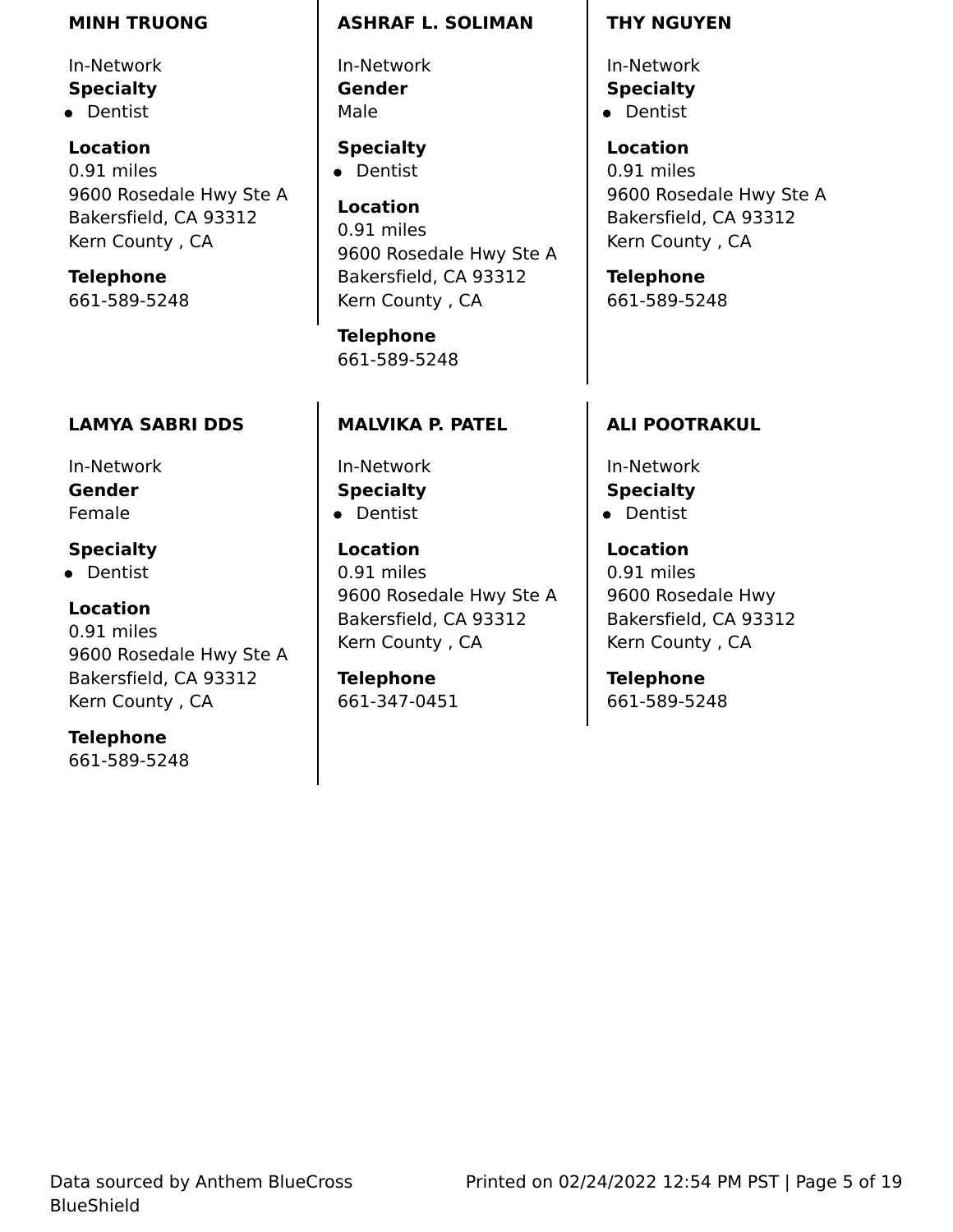### MINH TRUONG

In-Network

**Specialty**

- Dentist

**Location**

0.91 miles
9600 Rosedale Hwy Ste A
Bakersfield, CA 93312
Kern County , CA

**Telephone**

661-589-5248

### ASHRAF L. SOLIMAN

In-Network

**Gender**

Male

**Specialty**

- Dentist

**Location**

0.91 miles
9600 Rosedale Hwy Ste A
Bakersfield, CA 93312
Kern County , CA

**Telephone**

661-589-5248

### THY NGUYEN

In-Network

**Specialty**

- Dentist

**Location**

0.91 miles
9600 Rosedale Hwy Ste A
Bakersfield, CA 93312
Kern County , CA

**Telephone**

661-589-5248

### LAMYA SABRI DDS

In-Network

**Gender**

Female

**Specialty**

- Dentist

**Location**

0.91 miles
9600 Rosedale Hwy Ste A
Bakersfield, CA 93312
Kern County , CA

**Telephone**

661-589-5248

### MALVIKA P. PATEL

In-Network

**Specialty**

- Dentist

**Location**

0.91 miles
9600 Rosedale Hwy Ste A
Bakersfield, CA 93312
Kern County , CA

**Telephone**

661-347-0451

### ALI POOTRAKUL

In-Network

**Specialty**

- Dentist

**Location**

0.91 miles
9600 Rosedale Hwy
Bakersfield, CA 93312
Kern County , CA

**Telephone**

661-589-5248

Data sourced by Anthem BlueCross BlueShield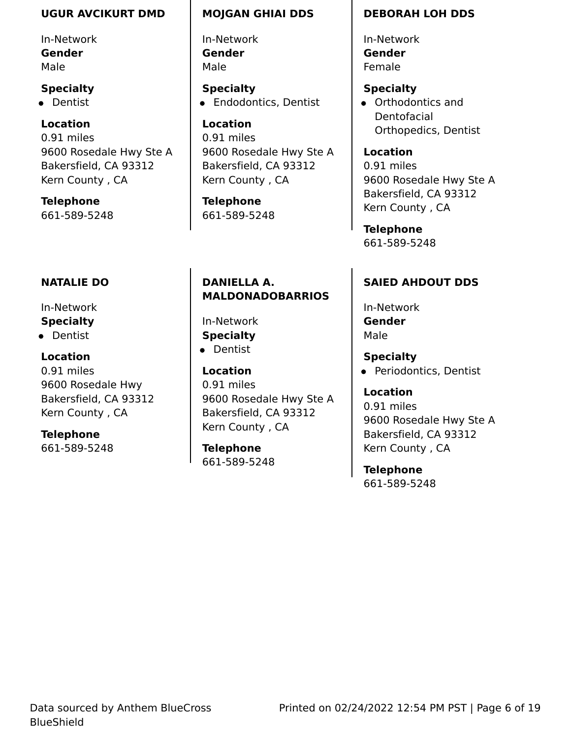### UGUR AVCIKURT DMD

In-Network
**Gender**
Male

**Specialty**
- Dentist

**Location**
0.91 miles
9600 Rosedale Hwy Ste A
Bakersfield, CA 93312
Kern County , CA

**Telephone**
661-589-5248

### MOJGAN GHIAI DDS

In-Network
**Gender**
Male

**Specialty**
- Endodontics, Dentist

**Location**
0.91 miles
9600 Rosedale Hwy Ste A
Bakersfield, CA 93312
Kern County , CA

**Telephone**
661-589-5248

### DEBORAH LOH DDS

In-Network
**Gender**
Female

**Specialty**
- Orthodontics and Dentofacial Orthopedics, Dentist

**Location**
0.91 miles
9600 Rosedale Hwy Ste A
Bakersfield, CA 93312
Kern County , CA

**Telephone**
661-589-5248

### NATALIE DO

In-Network
**Specialty**
- Dentist

**Location**
0.91 miles
9600 Rosedale Hwy
Bakersfield, CA 93312
Kern County , CA

**Telephone**
661-589-5248

### DANIELLA A. MALDONADOBARRIOS

In-Network
**Specialty**
- Dentist

**Location**
0.91 miles
9600 Rosedale Hwy Ste A
Bakersfield, CA 93312
Kern County , CA

**Telephone**
661-589-5248

### SAIED AHDOUT DDS

In-Network
**Gender**
Male

**Specialty**
- Periodontics, Dentist

**Location**
0.91 miles
9600 Rosedale Hwy Ste A
Bakersfield, CA 93312
Kern County , CA

**Telephone**
661-589-5248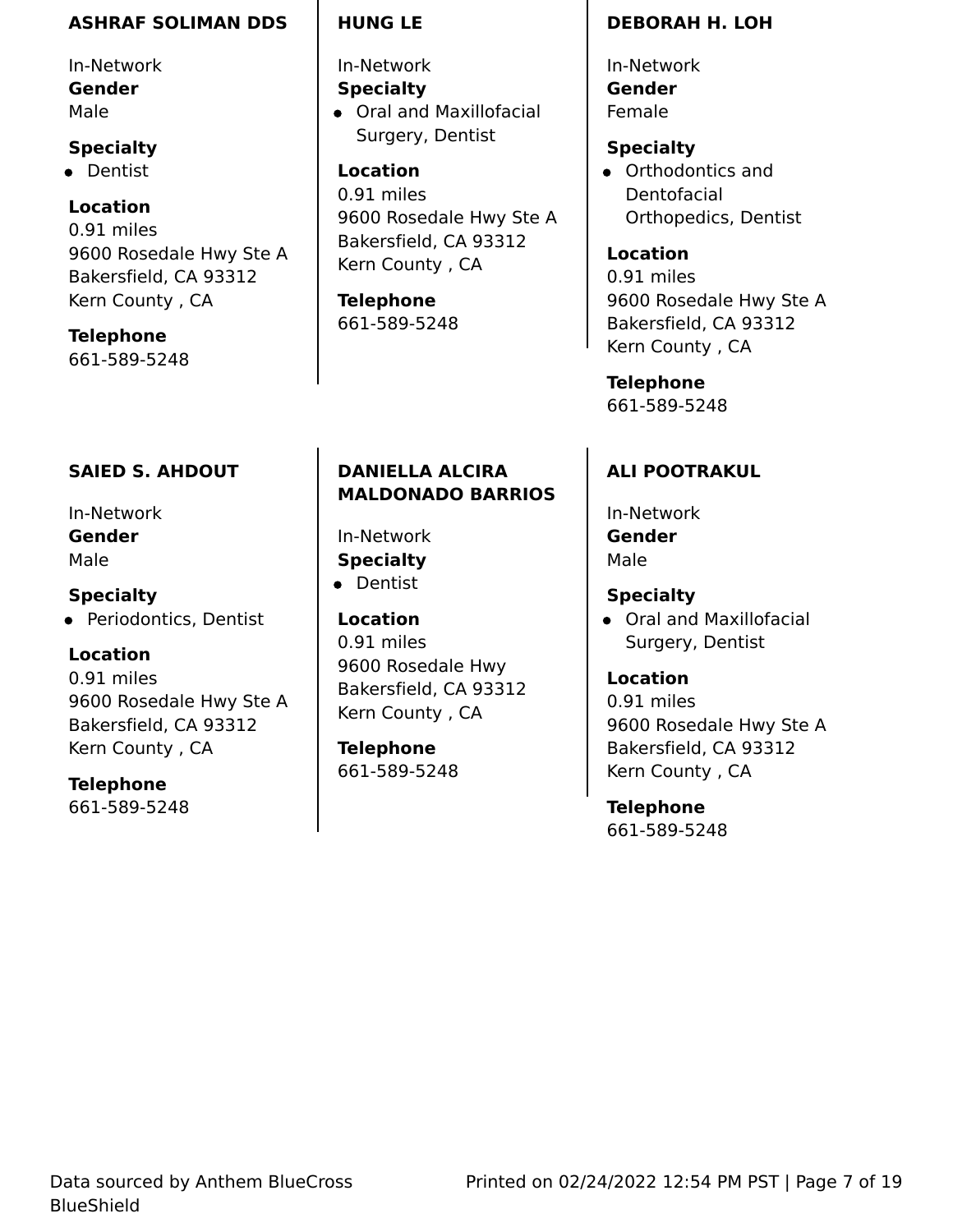### ASHRAF SOLIMAN DDS

In-Network

**Gender**
Male

**Specialty**

- Dentist

**Location**
0.91 miles
9600 Rosedale Hwy Ste A
Bakersfield, CA 93312
Kern County , CA

**Telephone**
661-589-5248

### HUNG LE

In-Network

**Specialty**

- Oral and Maxillofacial Surgery, Dentist

**Location**
0.91 miles
9600 Rosedale Hwy Ste A
Bakersfield, CA 93312
Kern County , CA

**Telephone**
661-589-5248

### DEBORAH H. LOH

In-Network

**Gender**
Female

**Specialty**

- Orthodontics and Dentofacial Orthopedics, Dentist

**Location**
0.91 miles
9600 Rosedale Hwy Ste A
Bakersfield, CA 93312
Kern County , CA

**Telephone**
661-589-5248

### SAIED S. AHDOUT

In-Network

**Gender**
Male

**Specialty**

- Periodontics, Dentist

**Location**
0.91 miles
9600 Rosedale Hwy Ste A
Bakersfield, CA 93312
Kern County , CA

**Telephone**
661-589-5248

### DANIELLA ALCIRA MALDONADO BARRIOS

In-Network

**Specialty**

- Dentist

**Location**
0.91 miles
9600 Rosedale Hwy
Bakersfield, CA 93312
Kern County , CA

**Telephone**
661-589-5248

### ALI POOTRAKUL

In-Network

**Gender**
Male

**Specialty**

- Oral and Maxillofacial Surgery, Dentist

**Location**
0.91 miles
9600 Rosedale Hwy Ste A
Bakersfield, CA 93312
Kern County , CA

**Telephone**
661-589-5248

Data sourced by Anthem BlueCross BlueShield

Printed on 02/24/2022 12:54 PM PST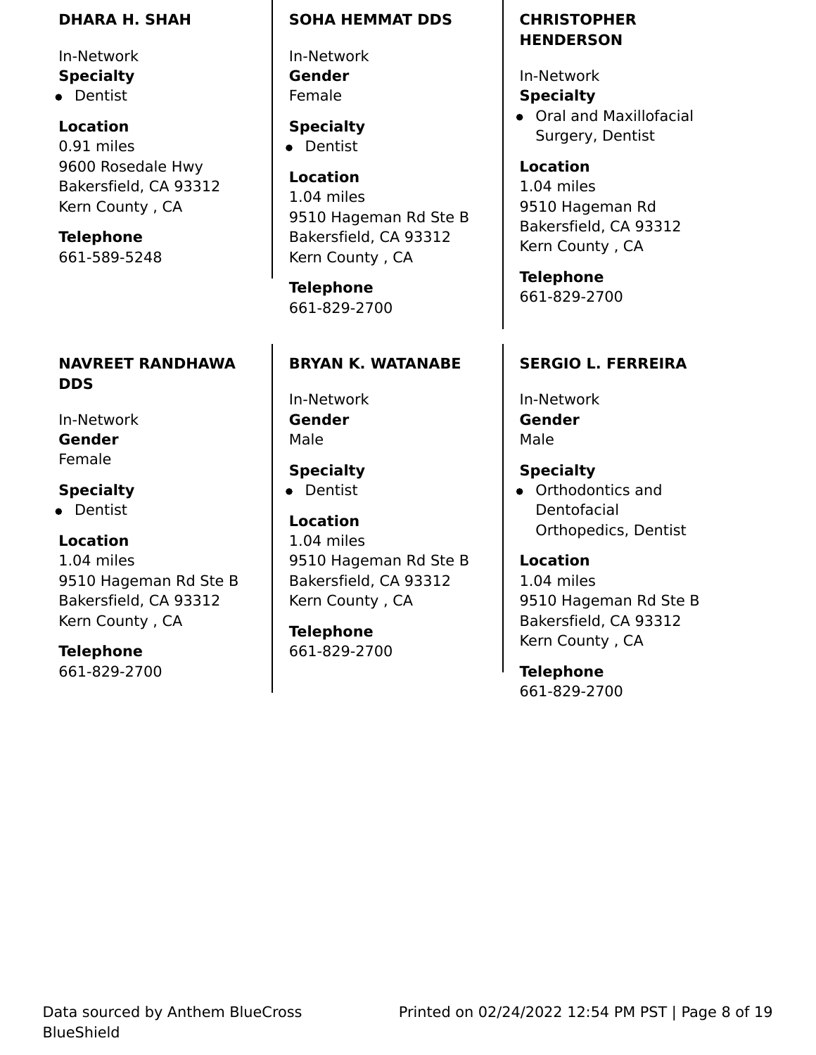**DHARA H. SHAH**

In-Network

**Specialty**

- Dentist

**Location**

0.91 miles
9600 Rosedale Hwy
Bakersfield, CA 93312
Kern County , CA

**Telephone**

661-589-5248

**SOHA HEMMAT DDS**

In-Network

**Gender**

Female

**Specialty**

- Dentist

**Location**

1.04 miles
9510 Hageman Rd Ste B
Bakersfield, CA 93312
Kern County , CA

**Telephone**

661-829-2700

**CHRISTOPHER HENDERSON**

In-Network

**Specialty**

- Oral and Maxillofacial Surgery, Dentist

**Location**

1.04 miles
9510 Hageman Rd
Bakersfield, CA 93312
Kern County , CA

**Telephone**

661-829-2700

**NAVREET RANDHAWA DDS**

In-Network

**Gender**

Female

**Specialty**

- Dentist

**Location**

1.04 miles
9510 Hageman Rd Ste B
Bakersfield, CA 93312
Kern County , CA

**Telephone**

661-829-2700

**BRYAN K. WATANABE**

In-Network

**Gender**

Male

**Specialty**

- Dentist

**Location**

1.04 miles
9510 Hageman Rd Ste B
Bakersfield, CA 93312
Kern County , CA

**Telephone**

661-829-2700

**SERGIO L. FERREIRA**

In-Network

**Gender**

Male

**Specialty**

- Orthodontics and Dentofacial Orthopedics, Dentist

**Location**

1.04 miles
9510 Hageman Rd Ste B
Bakersfield, CA 93312
Kern County , CA

**Telephone**

661-829-2700

Data sourced by Anthem BlueCross BlueShield

Printed on 02/24/2022 12:54 PM PST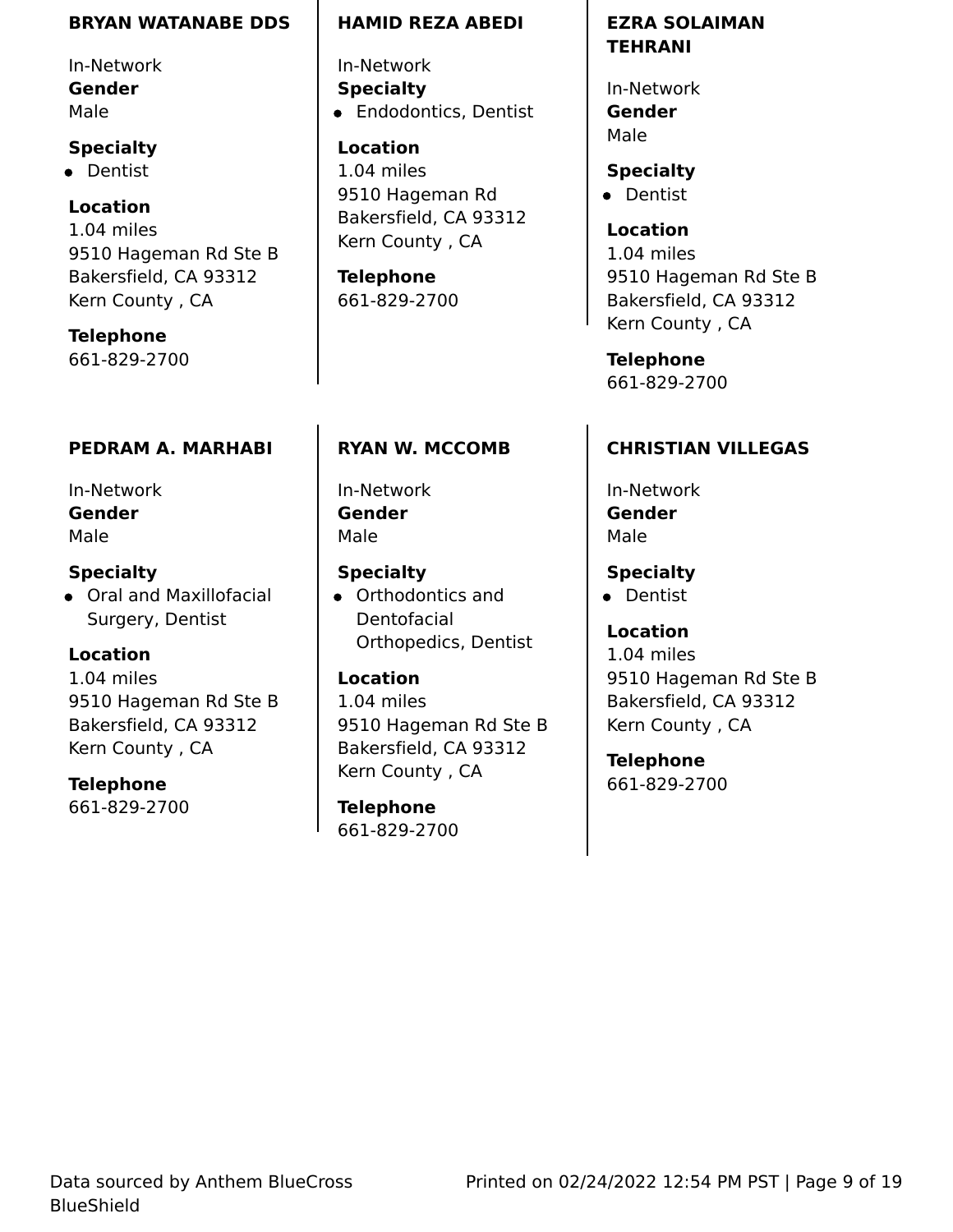### BRYAN WATANABE DDS

In-Network

**Gender**
Male

**Specialty**
- Dentist

**Location**
1.04 miles
9510 Hageman Rd Ste B
Bakersfield, CA 93312
Kern County , CA

**Telephone**
661-829-2700

### HAMID REZA ABEDI

In-Network

**Specialty**
- Endodontics, Dentist

**Location**
1.04 miles
9510 Hageman Rd
Bakersfield, CA 93312
Kern County , CA

**Telephone**
661-829-2700

### EZRA SOLAIMAN TEHRANI

In-Network

**Gender**
Male

**Specialty**
- Dentist

**Location**
1.04 miles
9510 Hageman Rd Ste B
Bakersfield, CA 93312
Kern County , CA

**Telephone**
661-829-2700

### PEDRAM A. MARHABI

In-Network

**Gender**
Male

**Specialty**
- Oral and Maxillofacial Surgery, Dentist

**Location**
1.04 miles
9510 Hageman Rd Ste B
Bakersfield, CA 93312
Kern County , CA

**Telephone**
661-829-2700

### RYAN W. MCCOMB

In-Network

**Gender**
Male

**Specialty**
- Orthodontics and Dentofacial Orthopedics, Dentist

**Location**
1.04 miles
9510 Hageman Rd Ste B
Bakersfield, CA 93312
Kern County , CA

**Telephone**
661-829-2700

### CHRISTIAN VILLEGAS

In-Network

**Gender**
Male

**Specialty**
- Dentist

**Location**
1.04 miles
9510 Hageman Rd Ste B
Bakersfield, CA 93312
Kern County , CA

**Telephone**
661-829-2700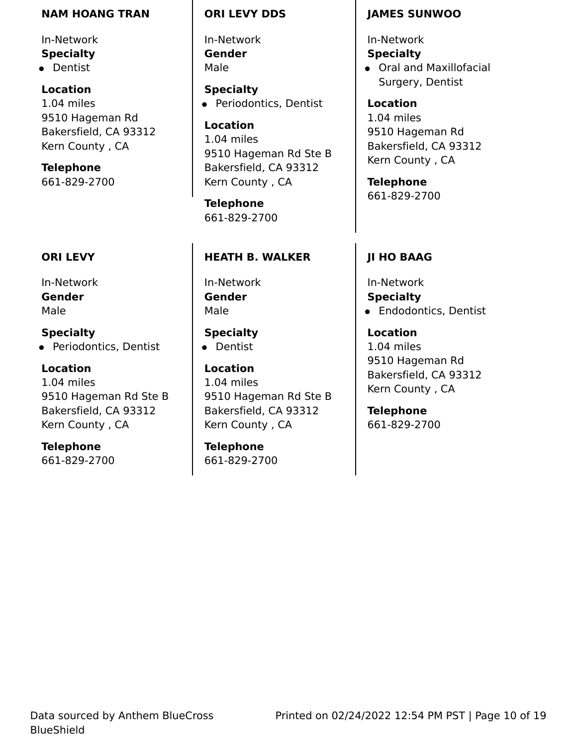**NAM HOANG TRAN**

In-Network

**Specialty**

- Dentist

**Location**

1.04 miles
9510 Hageman Rd
Bakersfield, CA 93312
Kern County , CA

**Telephone**

661-829-2700

**ORI LEVY DDS**

In-Network

**Gender**

Male

**Specialty**

- Periodontics, Dentist

**Location**

1.04 miles
9510 Hageman Rd Ste B
Bakersfield, CA 93312
Kern County , CA

**Telephone**

661-829-2700

**JAMES SUNWOO**

In-Network

**Specialty**

- Oral and Maxillofacial Surgery, Dentist

**Location**

1.04 miles
9510 Hageman Rd
Bakersfield, CA 93312
Kern County , CA

**Telephone**

661-829-2700

**ORI LEVY**

In-Network

**Gender**

Male

**Specialty**

- Periodontics, Dentist

**Location**

1.04 miles
9510 Hageman Rd Ste B
Bakersfield, CA 93312
Kern County , CA

**Telephone**

661-829-2700

**HEATH B. WALKER**

In-Network

**Gender**

Male

**Specialty**

- Dentist

**Location**

1.04 miles
9510 Hageman Rd Ste B
Bakersfield, CA 93312
Kern County , CA

**Telephone**

661-829-2700

**JI HO BAAG**

In-Network

**Specialty**

- Endodontics, Dentist

**Location**

1.04 miles
9510 Hageman Rd
Bakersfield, CA 93312
Kern County , CA

**Telephone**

661-829-2700

Data sourced by Anthem BlueCross BlueShield

Printed on 02/24/2022 12:54 PM PST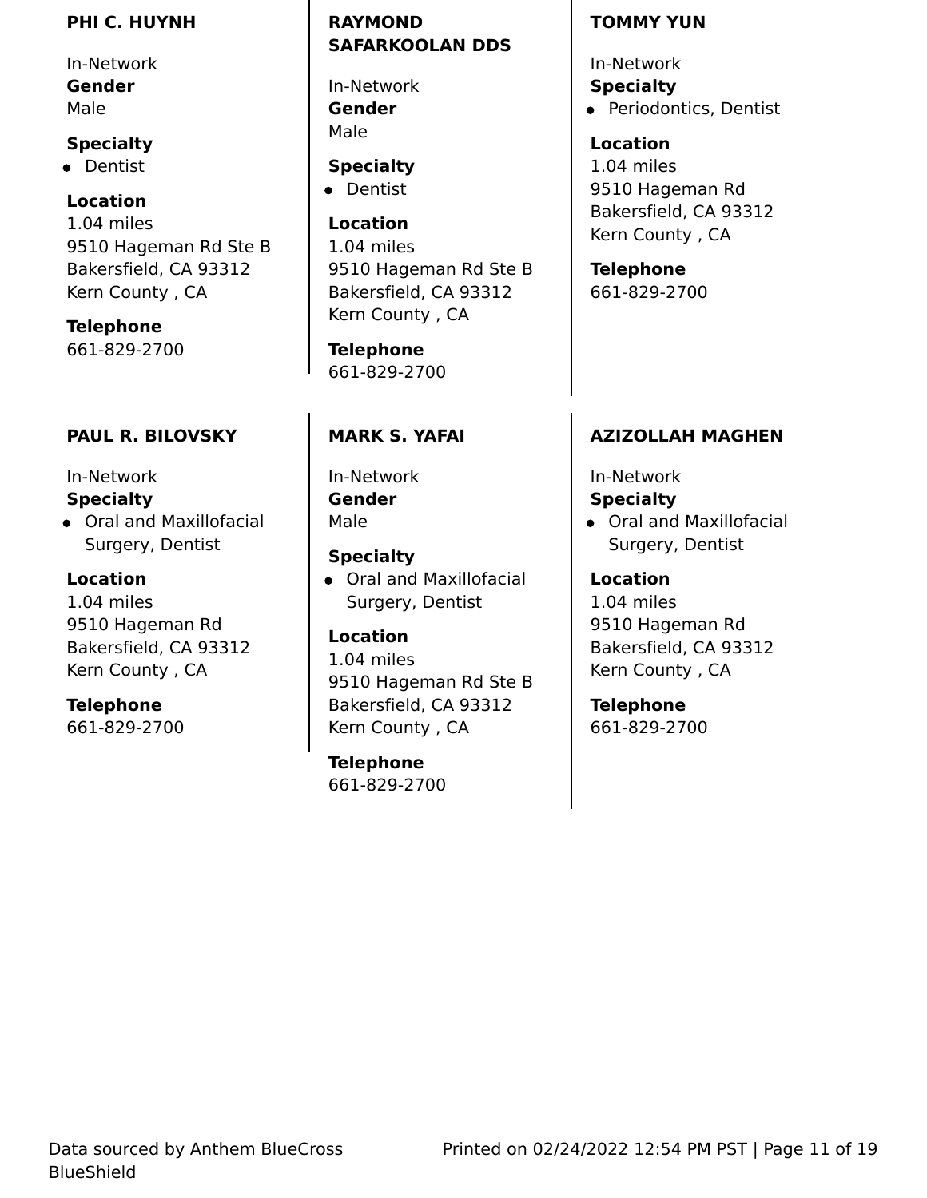**PHI C. HUYNH**

In-Network
**Gender**
Male

**Specialty**

- Dentist

**Location**
1.04 miles
9510 Hageman Rd Ste B
Bakersfield, CA 93312
Kern County , CA

**Telephone**
661-829-2700

**RAYMOND SAFARKOOLAN DDS**

In-Network
**Gender**
Male

**Specialty**

- Dentist

**Location**
1.04 miles
9510 Hageman Rd Ste B
Bakersfield, CA 93312
Kern County , CA

**Telephone**
661-829-2700

**TOMMY YUN**

In-Network
**Specialty**

- Periodontics, Dentist

**Location**
1.04 miles
9510 Hageman Rd
Bakersfield, CA 93312
Kern County , CA

**Telephone**
661-829-2700

**PAUL R. BILOVSKY**

In-Network
**Specialty**

- Oral and Maxillofacial Surgery, Dentist

**Location**
1.04 miles
9510 Hageman Rd
Bakersfield, CA 93312
Kern County , CA

**Telephone**
661-829-2700

**MARK S. YAFAI**

In-Network
**Gender**
Male

**Specialty**

- Oral and Maxillofacial Surgery, Dentist

**Location**
1.04 miles
9510 Hageman Rd Ste B
Bakersfield, CA 93312
Kern County , CA

**Telephone**
661-829-2700

**AZIZOLLAH MAGHEN**

In-Network
**Specialty**

- Oral and Maxillofacial Surgery, Dentist

**Location**
1.04 miles
9510 Hageman Rd
Bakersfield, CA 93312
Kern County , CA

**Telephone**
661-829-2700

Data sourced by Anthem BlueCross BlueShield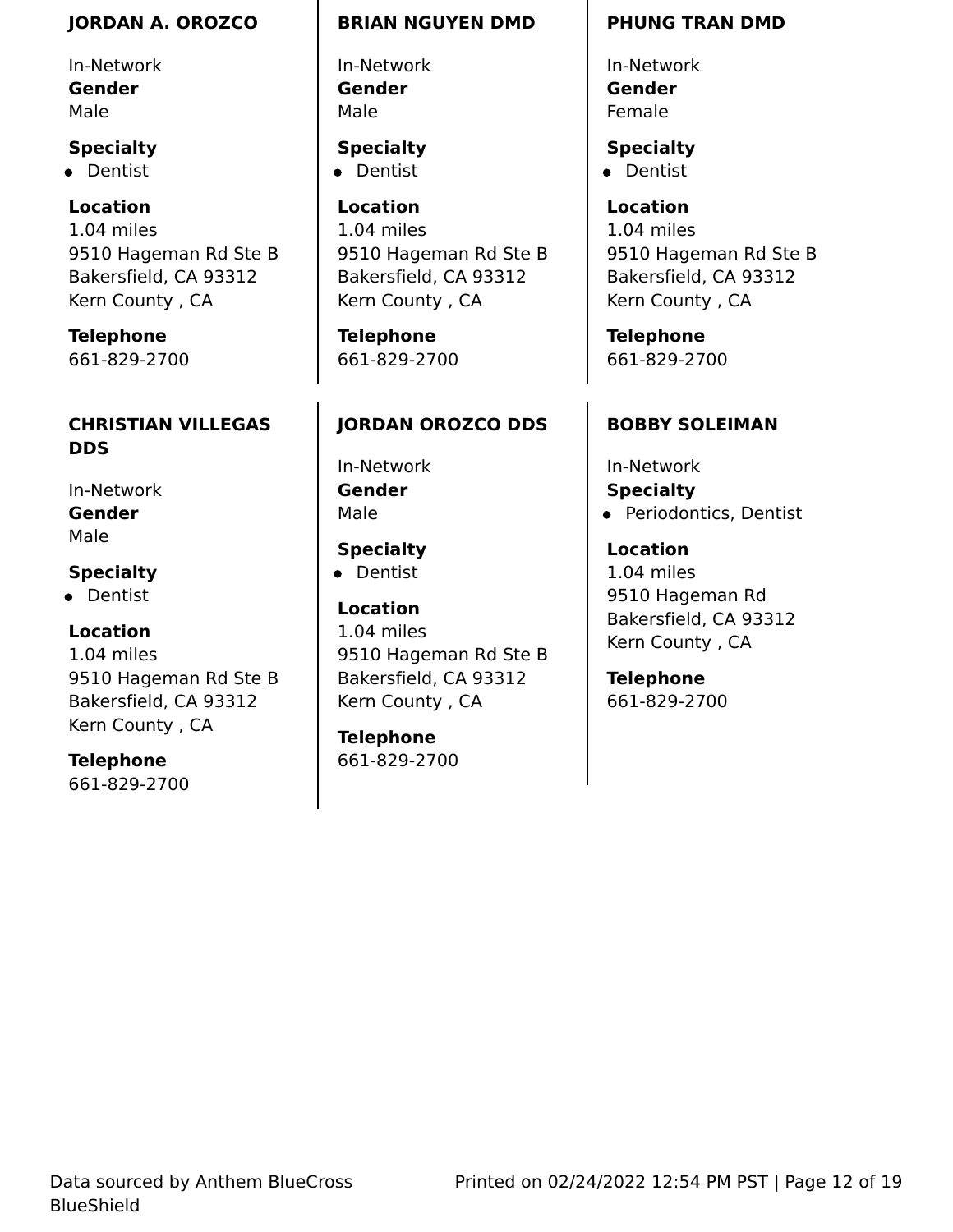### JORDAN A. OROZCO

In-Network
**Gender**
Male

**Specialty**
- Dentist

**Location**
1.04 miles
9510 Hageman Rd Ste B
Bakersfield, CA 93312
Kern County , CA

**Telephone**
661-829-2700

### BRIAN NGUYEN DMD

In-Network
**Gender**
Male

**Specialty**
- Dentist

**Location**
1.04 miles
9510 Hageman Rd Ste B
Bakersfield, CA 93312
Kern County , CA

**Telephone**
661-829-2700

### PHUNG TRAN DMD

In-Network
**Gender**
Female

**Specialty**
- Dentist

**Location**
1.04 miles
9510 Hageman Rd Ste B
Bakersfield, CA 93312
Kern County , CA

**Telephone**
661-829-2700

### CHRISTIAN VILLEGAS DDS

In-Network
**Gender**
Male

**Specialty**
- Dentist

**Location**
1.04 miles
9510 Hageman Rd Ste B
Bakersfield, CA 93312
Kern County , CA

**Telephone**
661-829-2700

### JORDAN OROZCO DDS

In-Network
**Gender**
Male

**Specialty**
- Dentist

**Location**
1.04 miles
9510 Hageman Rd Ste B
Bakersfield, CA 93312
Kern County , CA

**Telephone**
661-829-2700

### BOBBY SOLEIMAN

In-Network
**Specialty**
- Periodontics, Dentist

**Location**
1.04 miles
9510 Hageman Rd
Bakersfield, CA 93312
Kern County , CA

**Telephone**
661-829-2700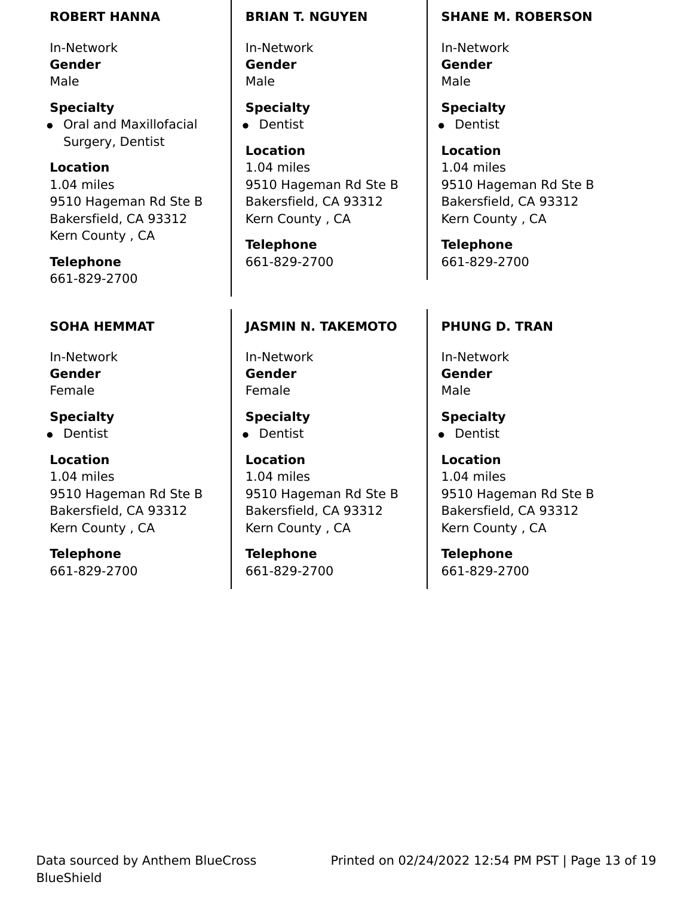**ROBERT HANNA**

In-Network

**Gender**

Male

**Specialty**

- Oral and Maxillofacial Surgery, Dentist

**Location**

1.04 miles
9510 Hageman Rd Ste B
Bakersfield, CA 93312
Kern County , CA

**Telephone**

661-829-2700

**BRIAN T. NGUYEN**

In-Network

**Gender**

Male

**Specialty**

- Dentist

**Location**

1.04 miles
9510 Hageman Rd Ste B
Bakersfield, CA 93312
Kern County , CA

**Telephone**

661-829-2700

**SHANE M. ROBERSON**

In-Network

**Gender**

Male

**Specialty**

- Dentist

**Location**

1.04 miles
9510 Hageman Rd Ste B
Bakersfield, CA 93312
Kern County , CA

**Telephone**

661-829-2700

**SOHA HEMMAT**

In-Network

**Gender**

Female

**Specialty**

- Dentist

**Location**

1.04 miles
9510 Hageman Rd Ste B
Bakersfield, CA 93312
Kern County , CA

**Telephone**

661-829-2700

**JASMIN N. TAKEMOTO**

In-Network

**Gender**

Female

**Specialty**

- Dentist

**Location**

1.04 miles
9510 Hageman Rd Ste B
Bakersfield, CA 93312
Kern County , CA

**Telephone**

661-829-2700

**PHUNG D. TRAN**

In-Network

**Gender**

Male

**Specialty**

- Dentist

**Location**

1.04 miles
9510 Hageman Rd Ste B
Bakersfield, CA 93312
Kern County , CA

**Telephone**

661-829-2700

Data sourced by Anthem BlueCross BlueShield

Printed on 02/24/2022 12:54 PM PST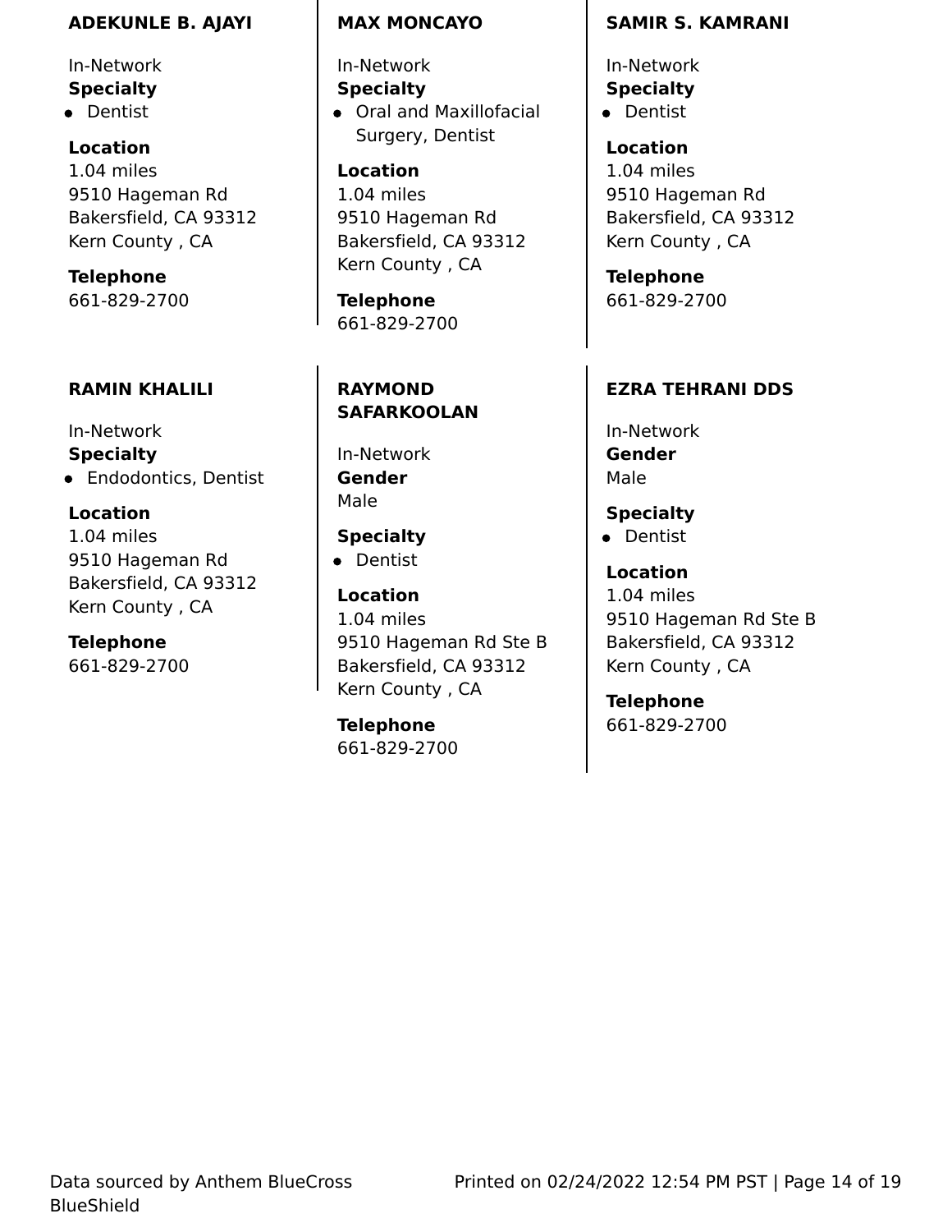**ADEKUNLE B. AJAYI**

In-Network

**Specialty**

- Dentist

**Location**

1.04 miles
9510 Hageman Rd
Bakersfield, CA 93312
Kern County , CA

**Telephone**

661-829-2700

**MAX MONCAYO**

In-Network

**Specialty**

- Oral and Maxillofacial Surgery, Dentist

**Location**

1.04 miles
9510 Hageman Rd
Bakersfield, CA 93312
Kern County , CA

**Telephone**

661-829-2700

**SAMIR S. KAMRANI**

In-Network

**Specialty**

- Dentist

**Location**

1.04 miles
9510 Hageman Rd
Bakersfield, CA 93312
Kern County , CA

**Telephone**

661-829-2700

**RAMIN KHALILI**

In-Network

**Specialty**

- Endodontics, Dentist

**Location**

1.04 miles
9510 Hageman Rd
Bakersfield, CA 93312
Kern County , CA

**Telephone**

661-829-2700

**RAYMOND SAFARKOOLAN**

In-Network

**Gender**

Male

**Specialty**

- Dentist

**Location**

1.04 miles
9510 Hageman Rd Ste B
Bakersfield, CA 93312
Kern County , CA

**Telephone**

661-829-2700

**EZRA TEHRANI DDS**

In-Network

**Gender**

Male

**Specialty**

- Dentist

**Location**

1.04 miles
9510 Hageman Rd Ste B
Bakersfield, CA 93312
Kern County , CA

**Telephone**

661-829-2700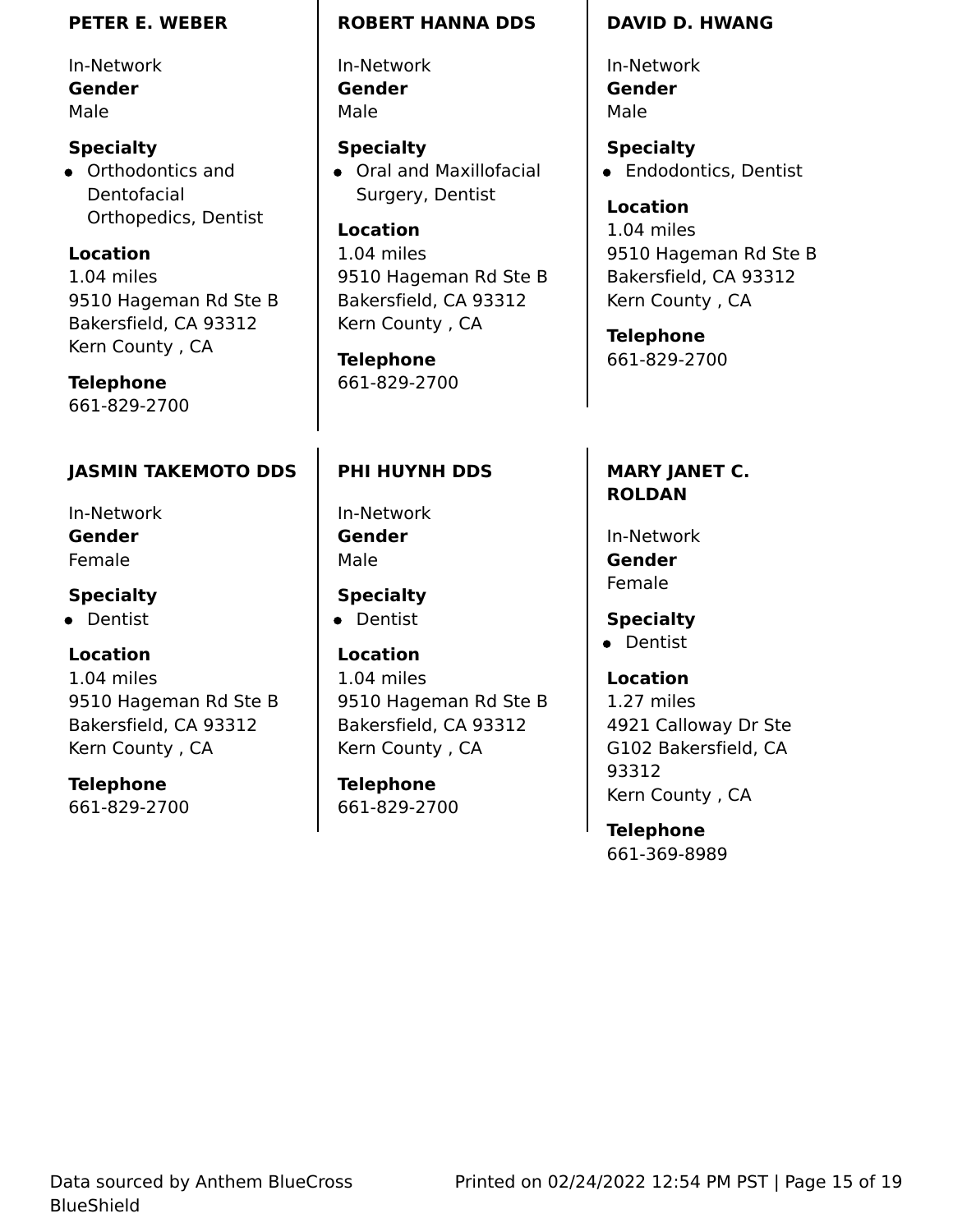**PETER E. WEBER**

In-Network
**Gender**
Male

**Specialty**
- Orthodontics and Dentofacial Orthopedics, Dentist

**Location**
1.04 miles
9510 Hageman Rd Ste B
Bakersfield, CA 93312
Kern County , CA

**Telephone**
661-829-2700

**ROBERT HANNA DDS**

In-Network
**Gender**
Male

**Specialty**
- Oral and Maxillofacial Surgery, Dentist

**Location**
1.04 miles
9510 Hageman Rd Ste B
Bakersfield, CA 93312
Kern County , CA

**Telephone**
661-829-2700

**DAVID D. HWANG**

In-Network
**Gender**
Male

**Specialty**
- Endodontics, Dentist

**Location**
1.04 miles
9510 Hageman Rd Ste B
Bakersfield, CA 93312
Kern County , CA

**Telephone**
661-829-2700

**JASMIN TAKEMOTO DDS**

In-Network
**Gender**
Female

**Specialty**
- Dentist

**Location**
1.04 miles
9510 Hageman Rd Ste B
Bakersfield, CA 93312
Kern County , CA

**Telephone**
661-829-2700

**PHI HUYNH DDS**

In-Network
**Gender**
Male

**Specialty**
- Dentist

**Location**
1.04 miles
9510 Hageman Rd Ste B
Bakersfield, CA 93312
Kern County , CA

**Telephone**
661-829-2700

**MARY JANET C. ROLDAN**

In-Network
**Gender**
Female

**Specialty**
- Dentist

**Location**
1.27 miles
4921 Calloway Dr Ste G102 Bakersfield, CA 93312
Kern County , CA

**Telephone**
661-369-8989

Data sourced by Anthem BlueCross BlueShield

Printed on 02/24/2022 12:54 PM PST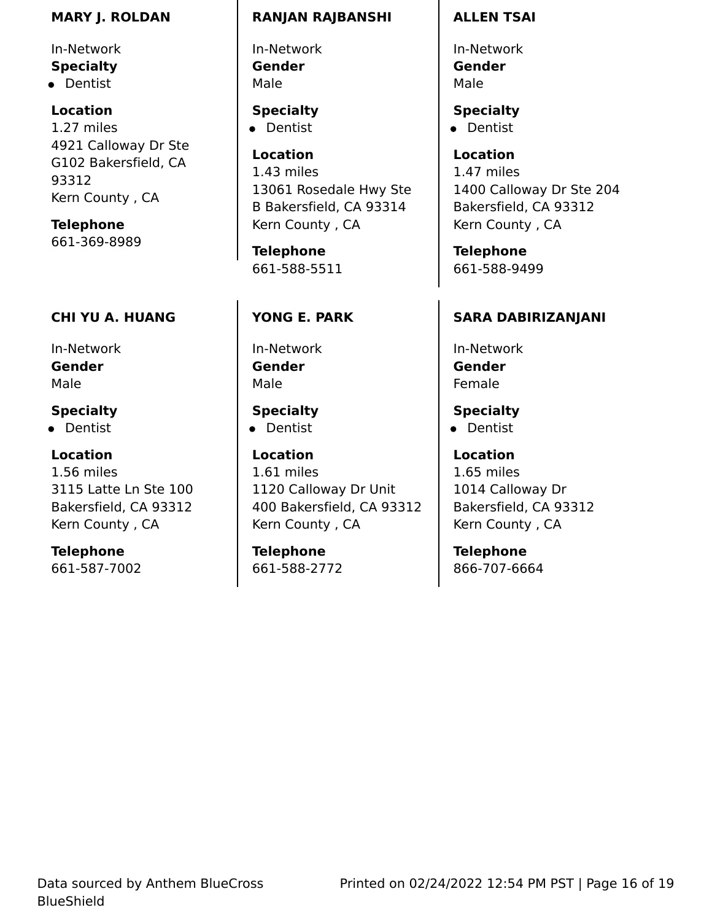**MARY J. ROLDAN**

In-Network

**Specialty**

- Dentist

**Location**

1.27 miles
4921 Calloway Dr Ste G102 Bakersfield, CA 93312
Kern County , CA

**Telephone**

661-369-8989

**RANJAN RAJBANSHI**

In-Network

**Gender**

Male

**Specialty**

- Dentist

**Location**

1.43 miles
13061 Rosedale Hwy Ste B Bakersfield, CA 93314
Kern County , CA

**Telephone**

661-588-5511

**ALLEN TSAI**

In-Network

**Gender**

Male

**Specialty**

- Dentist

**Location**

1.47 miles
1400 Calloway Dr Ste 204 Bakersfield, CA 93312
Kern County , CA

**Telephone**

661-588-9499

**CHI YU A. HUANG**

In-Network

**Gender**

Male

**Specialty**

- Dentist

**Location**

1.56 miles
3115 Latte Ln Ste 100 Bakersfield, CA 93312
Kern County , CA

**Telephone**

661-587-7002

**YONG E. PARK**

In-Network

**Gender**

Male

**Specialty**

- Dentist

**Location**

1.61 miles
1120 Calloway Dr Unit 400 Bakersfield, CA 93312
Kern County , CA

**Telephone**

661-588-2772

**SARA DABIRIZANJANI**

In-Network

**Gender**

Female

**Specialty**

- Dentist

**Location**

1.65 miles
1014 Calloway Dr Bakersfield, CA 93312
Kern County , CA

**Telephone**

866-707-6664

Data sourced by Anthem BlueCross BlueShield

Printed on 02/24/2022 12:54 PM PST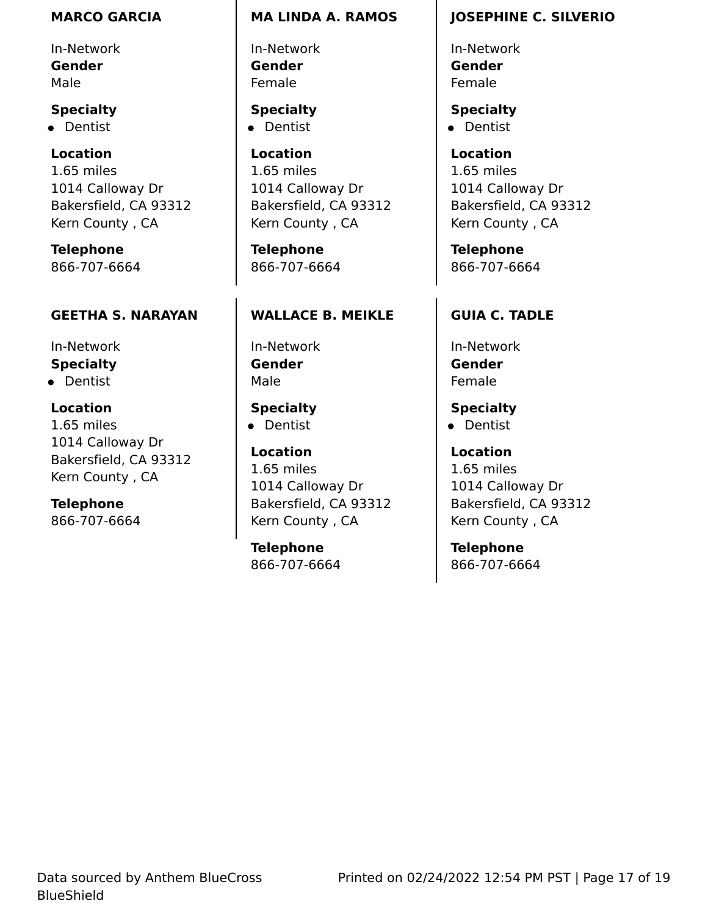**MARCO GARCIA**

In-Network
**Gender**
Male

**Specialty**
- Dentist

**Location**
1.65 miles
1014 Calloway Dr
Bakersfield, CA 93312
Kern County , CA

**Telephone**
866-707-6664

**MA LINDA A. RAMOS**

In-Network
**Gender**
Female

**Specialty**
- Dentist

**Location**
1.65 miles
1014 Calloway Dr
Bakersfield, CA 93312
Kern County , CA

**Telephone**
866-707-6664

**JOSEPHINE C. SILVERIO**

In-Network
**Gender**
Female

**Specialty**
- Dentist

**Location**
1.65 miles
1014 Calloway Dr
Bakersfield, CA 93312
Kern County , CA

**Telephone**
866-707-6664

**GEETHA S. NARAYAN**

In-Network
**Specialty**
- Dentist

**Location**
1.65 miles
1014 Calloway Dr
Bakersfield, CA 93312
Kern County , CA

**Telephone**
866-707-6664

**WALLACE B. MEIKLE**

In-Network
**Gender**
Male

**Specialty**
- Dentist

**Location**
1.65 miles
1014 Calloway Dr
Bakersfield, CA 93312
Kern County , CA

**Telephone**
866-707-6664

**GUIA C. TADLE**

In-Network
**Gender**
Female

**Specialty**
- Dentist

**Location**
1.65 miles
1014 Calloway Dr
Bakersfield, CA 93312
Kern County , CA

**Telephone**
866-707-6664

Data sourced by Anthem BlueCross BlueShield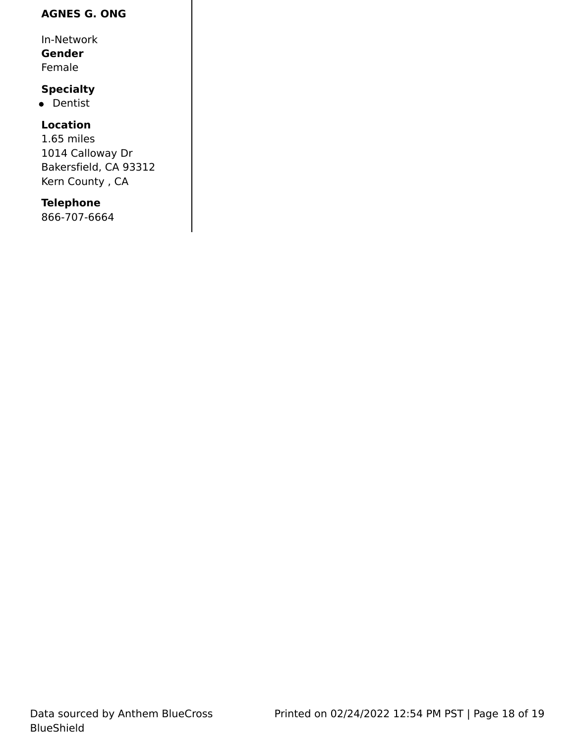**AGNES G. ONG**

In-Network

**Gender**

Female

**Specialty**

- Dentist

**Location**

1.65 miles
1014 Calloway Dr
Bakersfield, CA 93312
Kern County , CA

**Telephone**

866-707-6664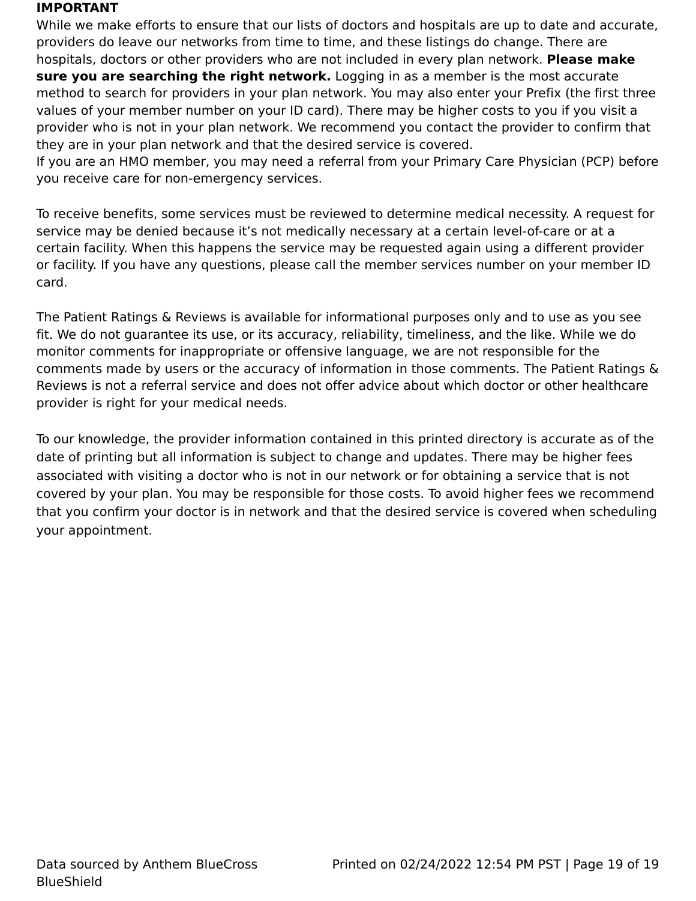**IMPORTANT**

While we make efforts to ensure that our lists of doctors and hospitals are up to date and accurate, providers do leave our networks from time to time, and these listings do change. There are hospitals, doctors or other providers who are not included in every plan network. **Please make sure you are searching the right network.** Logging in as a member is the most accurate method to search for providers in your plan network. You may also enter your Prefix (the first three values of your member number on your ID card). There may be higher costs to you if you visit a provider who is not in your plan network. We recommend you contact the provider to confirm that they are in your plan network and that the desired service is covered.
If you are an HMO member, you may need a referral from your Primary Care Physician (PCP) before you receive care for non-emergency services.

To receive benefits, some services must be reviewed to determine medical necessity. A request for service may be denied because it's not medically necessary at a certain level-of-care or at a certain facility. When this happens the service may be requested again using a different provider or facility. If you have any questions, please call the member services number on your member ID card.

The Patient Ratings & Reviews is available for informational purposes only and to use as you see fit. We do not guarantee its use, or its accuracy, reliability, timeliness, and the like. While we do monitor comments for inappropriate or offensive language, we are not responsible for the comments made by users or the accuracy of information in those comments. The Patient Ratings & Reviews is not a referral service and does not offer advice about which doctor or other healthcare provider is right for your medical needs.

To our knowledge, the provider information contained in this printed directory is accurate as of the date of printing but all information is subject to change and updates. There may be higher fees associated with visiting a doctor who is not in our network or for obtaining a service that is not covered by your plan. You may be responsible for those costs. To avoid higher fees we recommend that you confirm your doctor is in network and that the desired service is covered when scheduling your appointment.